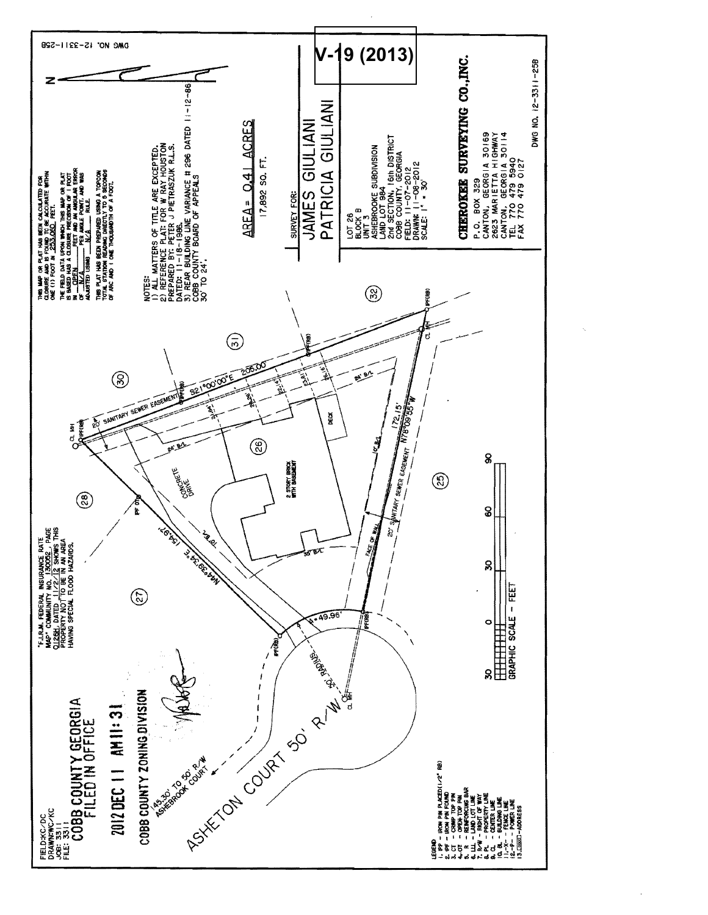V-19 (2013)

DWG NO. 12-3311-25B

THIS MAP OR PLAT HAS BEEN CALCULATED FOR CLOSURE AND IS FOUND TO BE ACCURATE WITHIN ONE (1) FOOT IN 253,060 FEET.

THE FIELD DATA UPON WHICH THIS MAP OR PLAT IS BASED HAS A CLOSURE PRECISION OF 1 FOOT IN OPEN FEET AND AN ANGULAR ERROR OF N/A PER ANGLE POINT, AND WAS ADJUSTED USING N/A RULE.

THIS PLAT HAS BEEN PREPARED USING A TOPCON TOTAL STATION READING DIRECTLY TO 5 SECONDS OF ARC AND 1 ONE THOUSANDTH OF A FOOT.

NOTES:
1) ALL MATTERS OF TITLE ARE EXCEPTED.
2) REFERENCE PLAT: FOR W RAY HOUSTON PREPARED BY PETER J PIETRASZUK R.L.S. DATED: 11-18-1986.
3) REAR BUILDING LINE VARIANCE # 296 DATED 11-12-86 COBB COUNTY BOARD OF APPEALS 30' TO 24'.

AREA = 0.41 ACRES
17,892 SQ. FT.

SURVEY FOR:
JAMES GIULIANI
PATRICIA GIULIANI

LOT 26
BLOCK B
UNIT 3
ASHEBROOKE SUBDIVISION
LAND LOT 984
2nd SECTION, 16th DISTRICT
COBB COUNTY, GEORGIA
FIELD: 11-07-2012
DRAWN: 11-08-2012
SCALE: 1" = 30'

**CHEROKEE SURVEYING CO., INC.**
P.O. BOX 329
CANTON, GEORGIA 30169
2623 MARIETTA HIGHWAY
CANTON, GEORGIA 30114
TEL 770 479 5940
FAX 770 479 0127

DWG NO. 12-3311-25B

"F.I.R.M. FEDERAL INSURANCE RATE MAP" COMMUNITY NO. 130052, PAGE 0126H, DATED 11/2/12 SHOWS THIS PROPERTY NOT TO BE IN AN AREA HAVING SPECIAL FLOOD HAZARDS.

S21°00'00"E 205.00'
N78°09'55"W 172.15'
N44°39'34"E 154.97'
49.96'
50' RADIUS
20' SANITARY SEWER EASEMENT
24' B/L
10' B/L
30' B/L
CONCRETE DRIVE
2 STORY BRICK WITH BASEMENT
DECK
FACE OF WALL
IPF(RB)
IPF OTP
CL MH
(25) (26) (27) (28) (30) (31) (32)

ASHETON COURT 50' R/W
145.30' TO 50' R/W ASHEBROOK COURT

GRAPHIC SCALE - FEET
30 0 30 60 90

FIELD:KC/DC
DRAWN:WC/KC
JOB: 3311
FILE: 3311

COBB COUNTY GEORGIA
FILED IN OFFICE
2012 DEC 11 AM 11:31
COBB COUNTY ZONING DIVISION

LEGEND
1. IPP - IRON PIN PLACED (1/2" RB)
2. IPF - IRON PIN FOUND
3. CT - CRIMP TOP PIN
4. OT - OPEN TOP PIN
5. R - REINFORCING BAR
6. LL - LAND LOT LINE
7. R/W - RIGHT OF WAY
8. PL - PROPERTY LINE
9. CL - CENTER LINE
10. BL - BUILDING LINE
11. -X- - FENCE LINE
12. -P- - POWER LINE
13. [0000] - ADDRESS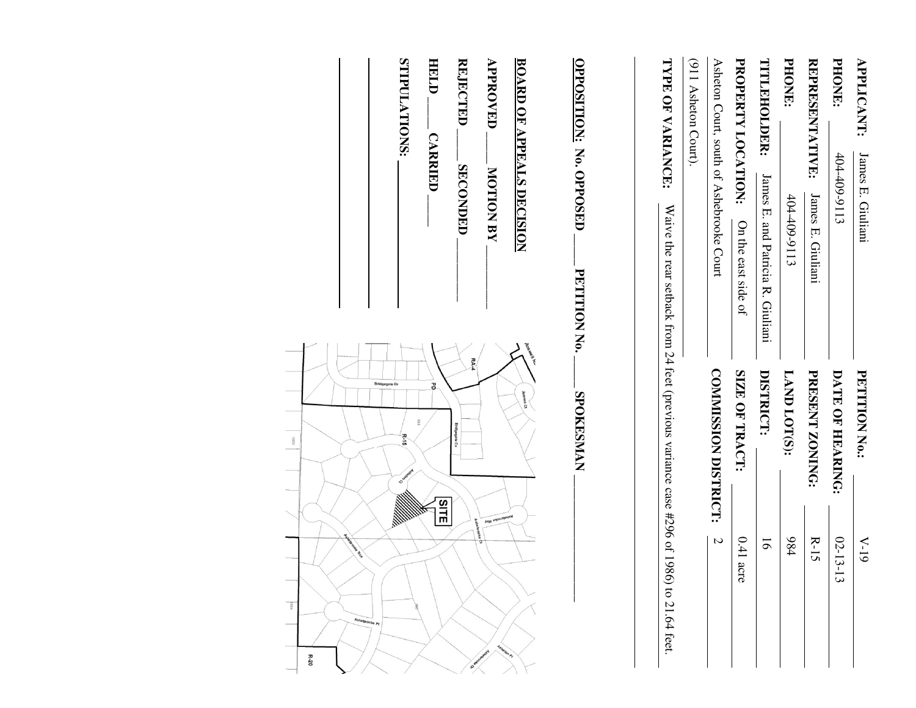**APPLICANT:** James E. Giuliani

**PHONE:** 404-409-9113

**REPRESENTATIVE:** James E. Giuliani

**PHONE:** 404-409-9113

**TITLEHOLDER:** James E. and Patricia R. Giuliani

**PROPERTY LOCATION:** On the east side of Asheton Court, south of Ashebrooke Court (911 Asheton Court).

**PETITION No.:** V-19

**DATE OF HEARING:** 02-13-13

**PRESENT ZONING:** R-15

**LAND LOT(S):** 984

**DISTRICT:** 16

**SIZE OF TRACT:** 0.41 acre

**COMMISSION DISTRICT:** 2

**TYPE OF VARIANCE:** Waive the rear setback from 24 feet (previous variance case #296 of 1986) to 21.64 feet.

**OPPOSITION:** No. OPPOSED ____ PETITION No. ____ SPOKESMAN ________

**BOARD OF APPEALS DECISION**

**APPROVED** ____ **MOTION BY** ________

**REJECTED** ____ **SECONDED** ________

**HELD** ____ **CARRIED** ____

**STIPULATIONS:** ________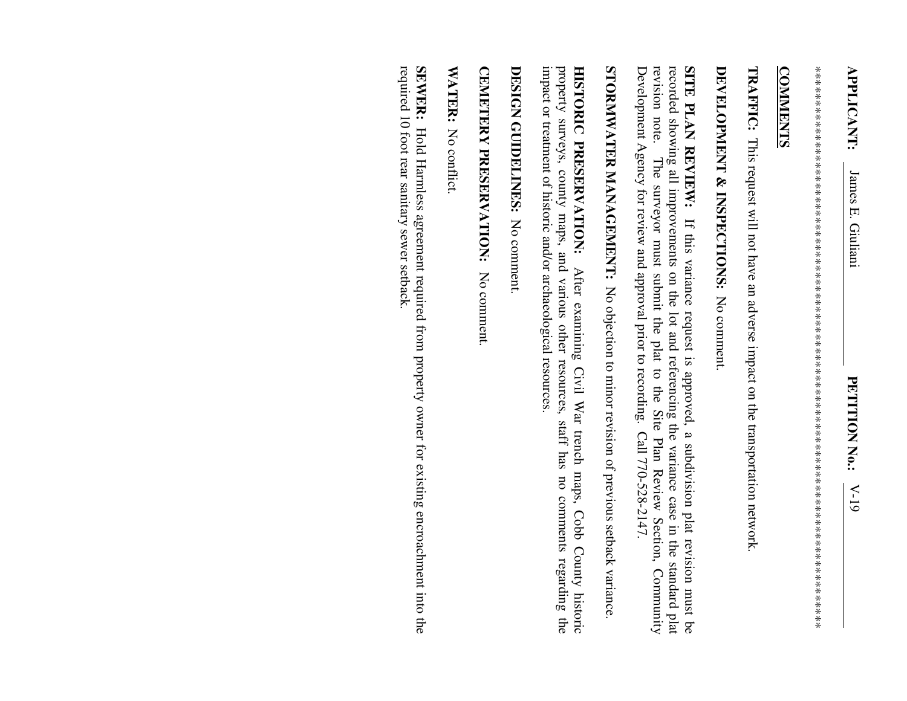**APPLICANT:** James E. Giuliani **PETITION No.:** V-19

**************************************************************************************

## COMMENTS

**TRAFFIC:** This request will not have an adverse impact on the transportation network.

**DEVELOPMENT & INSPECTIONS:** No comment.

**SITE PLAN REVIEW:** If this variance request is approved, a subdivision plat revision must be recorded showing all improvements on the lot and referencing the variance case in the standard plat revision note. The surveyor must submit the plat to the Site Plan Review Section, Community Development Agency for review and approval prior to recording. Call 770-528-2147.

**STORMWATER MANAGEMENT:** No objection to minor revision of previous setback variance.

**HISTORIC PRESERVATION:** After examining Civil War trench maps, Cobb County historic property surveys, county maps, and various other resources, staff has no comments regarding the impact or treatment of historic and/or archaeological resources.

**DESIGN GUIDELINES:** No comment.

**CEMETERY PRESERVATION:** No comment.

**WATER:** No conflict.

**SEWER:** Hold Harmless agreement required from property owner for existing encroachment into the required 10 foot rear sanitary sewer setback.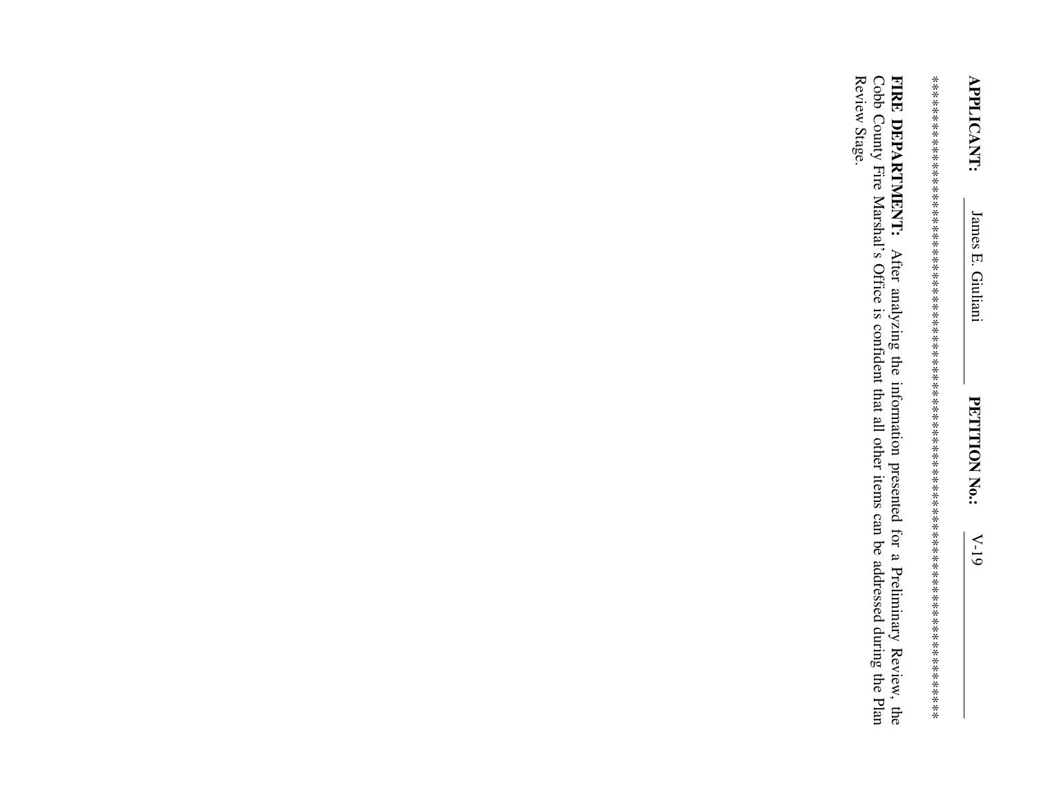**APPLICANT:** James E. Giuliani **PETITION No.:** V-19

**************************************************************************

**FIRE DEPARTMENT:** After analyzing the information presented for a Preliminary Review, the Cobb County Fire Marshal's Office is confident that all other items can be addressed during the Plan Review Stage.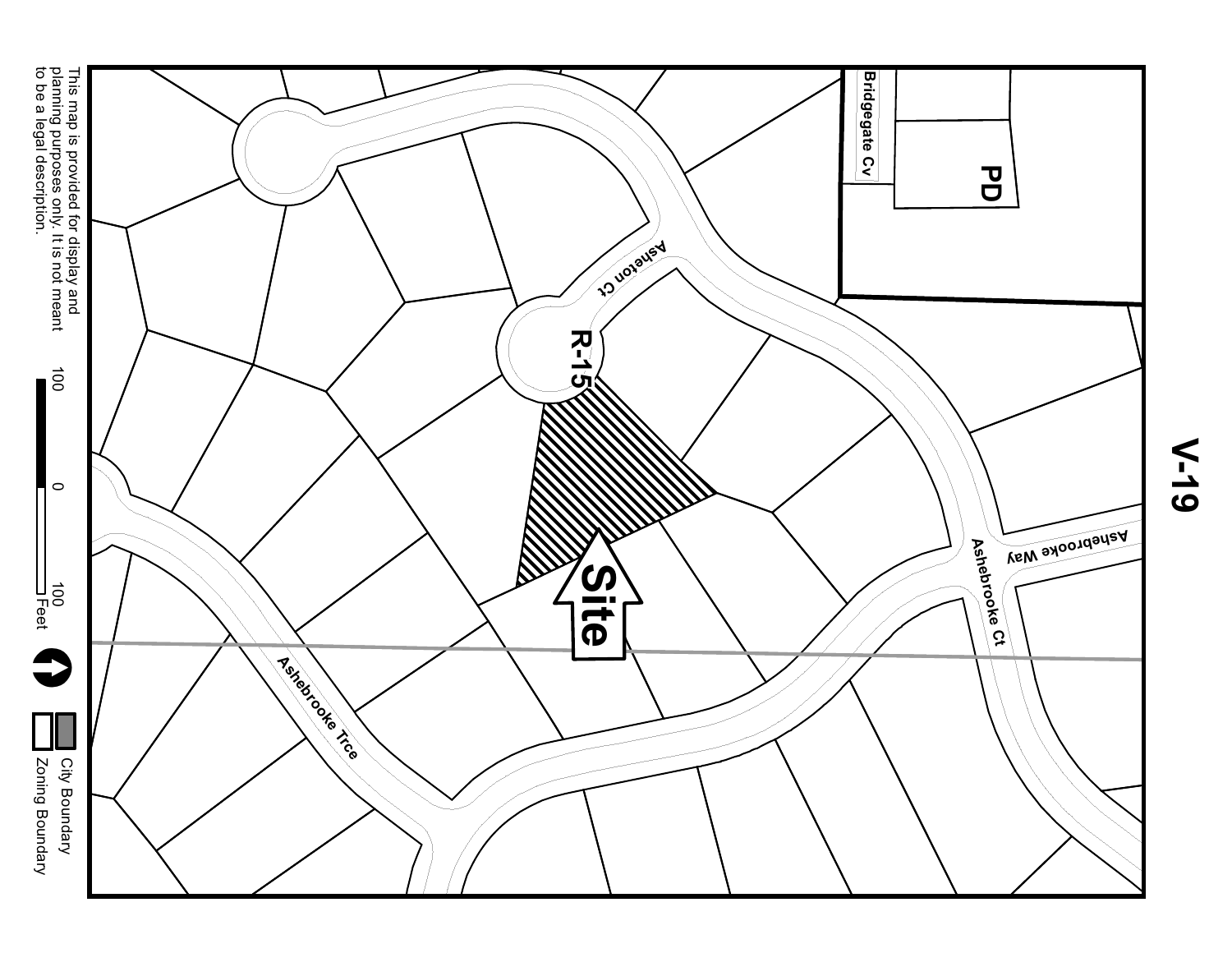# V-19

PD

Bridgegate Cv

Asheton Ct

R-15

Ashebrooke Way

Ashebrooke Ct

Site

Ashebrooke Trce

This map is provided for display and planning purposes only. It is not meant to be a legal description.

100 0 100 Feet

City Boundary

Zoning Boundary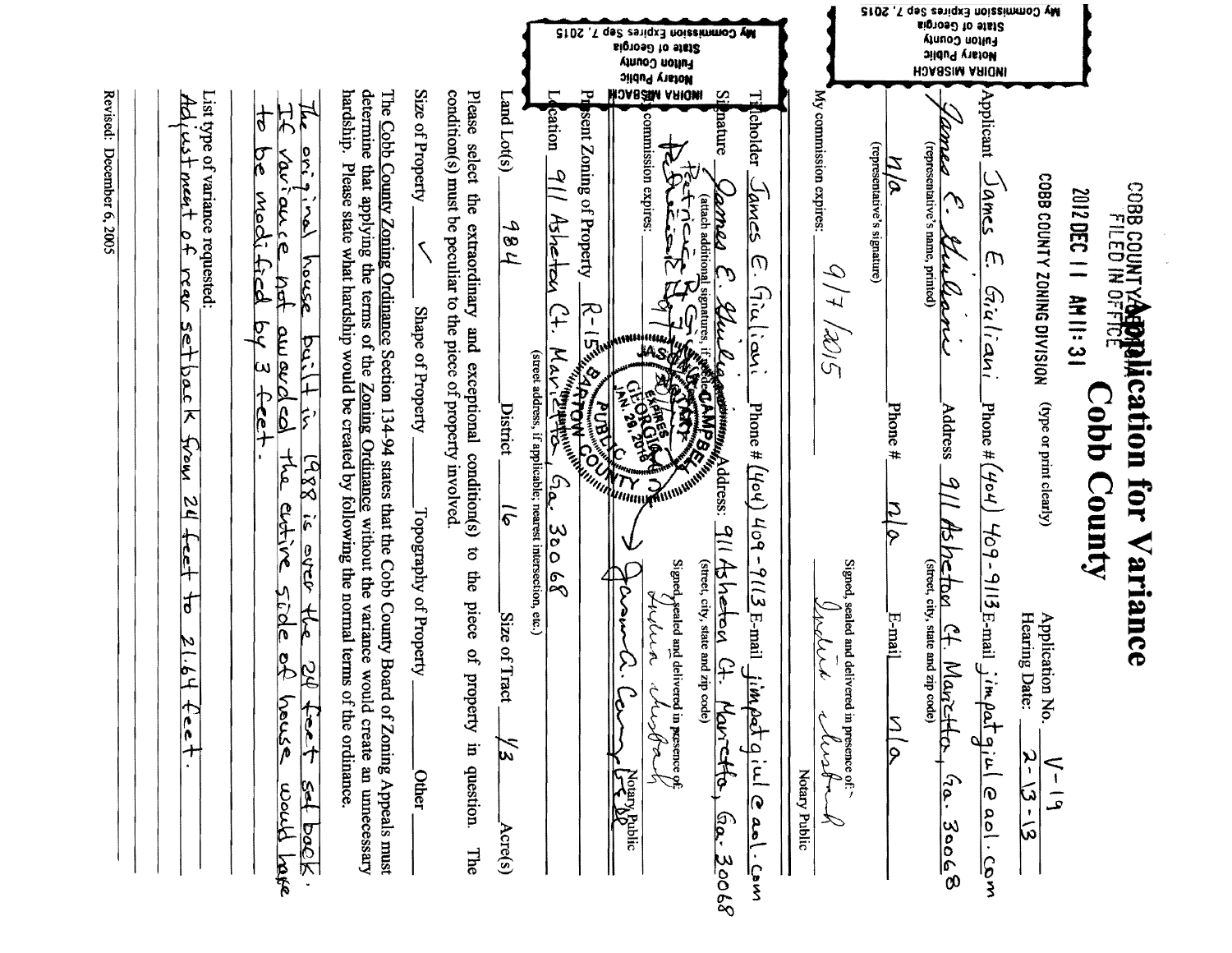COBB COUNTY FILED IN OFFICE

2012 DEC 11 AM 11:31

COBB COUNTY ZONING DIVISION

# Application for Variance

# Cobb County

(type or print clearly)

Application No. V-19

Hearing Date: 2-13-13

Applicant James E. Giuliani Phone # (404) 409-9113 E-mail jimpatgiul@aol.com

James E. Giuliani Address 911 Asheton Ct. Marietta, Ga. 30068

(representative's name, printed) (street, city, state and zip code)

n/a Phone # n/a E-mail n/a

(representative's signature)

Signed, sealed and delivered in presence of: Indira Misbach

My commission expires: 9/7/2015 Notary Public

INDIRA MISBACH
Notary Public
Fulton County
State of Georgia
My Commission Expires Sep 7, 2015

Titleholder James E. Giuliani Phone # (404) 409-9113 E-mail jimpatgiul@aol.com

Signature James E. Giuliani Address: 911 Asheton Ct. Marietta, Ga. 30068

Patricia R. Giuliani

(attach additional signatures, if needed) (street, city, state and zip code)

Signed, sealed and delivered in presence of: Indira Misbach

My commission expires: Jason A. Campbell Notary Public

JASON A. CAMPBELL
NOTARY PUBLIC
GEORGIA
EXPIRES JAN. 29, 2016
BARTOW COUNTY

INDIRA MISBACH
Notary Public
Fulton County
State of Georgia
My Commission Expires Sep 7, 2015

Present Zoning of Property R-15

Location 911 Asheton Ct. Marietta, Ga. 30068

(street address, if applicable; nearest intersection, etc.)

Land Lot(s) 984 District 16 Size of Tract 1/3 Acre(s)

Please select the extraordinary and exceptional condition(s) to the piece of property in question. The condition(s) must be peculiar to the piece of property involved.

Size of Property ✓ Shape of Property \_\_\_\_ Topography of Property \_\_\_\_ Other \_\_\_\_

The Cobb County Zoning Ordinance Section 134-94 states that the Cobb County Board of Zoning Appeals must determine that applying the terms of the Zoning Ordinance without the variance would create an unnecessary hardship. Please state what hardship would be created by following the normal terms of the ordinance.

The original house built in 1988 is over the 24 feet set back. If variance not awarded the entire side of house would have to be modified by 3 feet.

List type of variance requested:

Adjustment of rear setback from 24 feet to 21.64 feet.

Revised: December 6, 2005